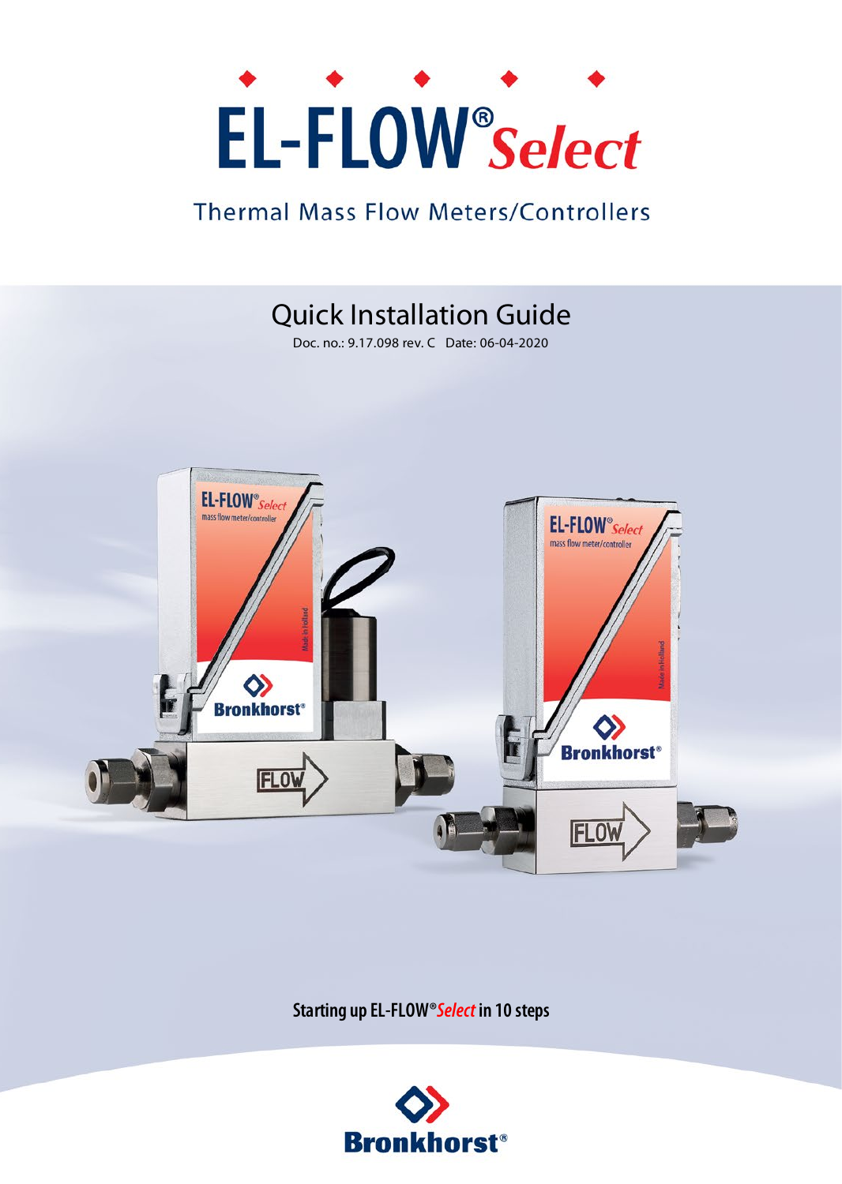# EL-FLOW® *Select*

## Thermal Mass Flow Meters/Controllers

## Quick Installation Guide

Doc. no.: 9.17.098 rev. C Date: 06-04-2020

**Starting up EL-FLOW® *Select* in 10 steps**

Bronkhorst®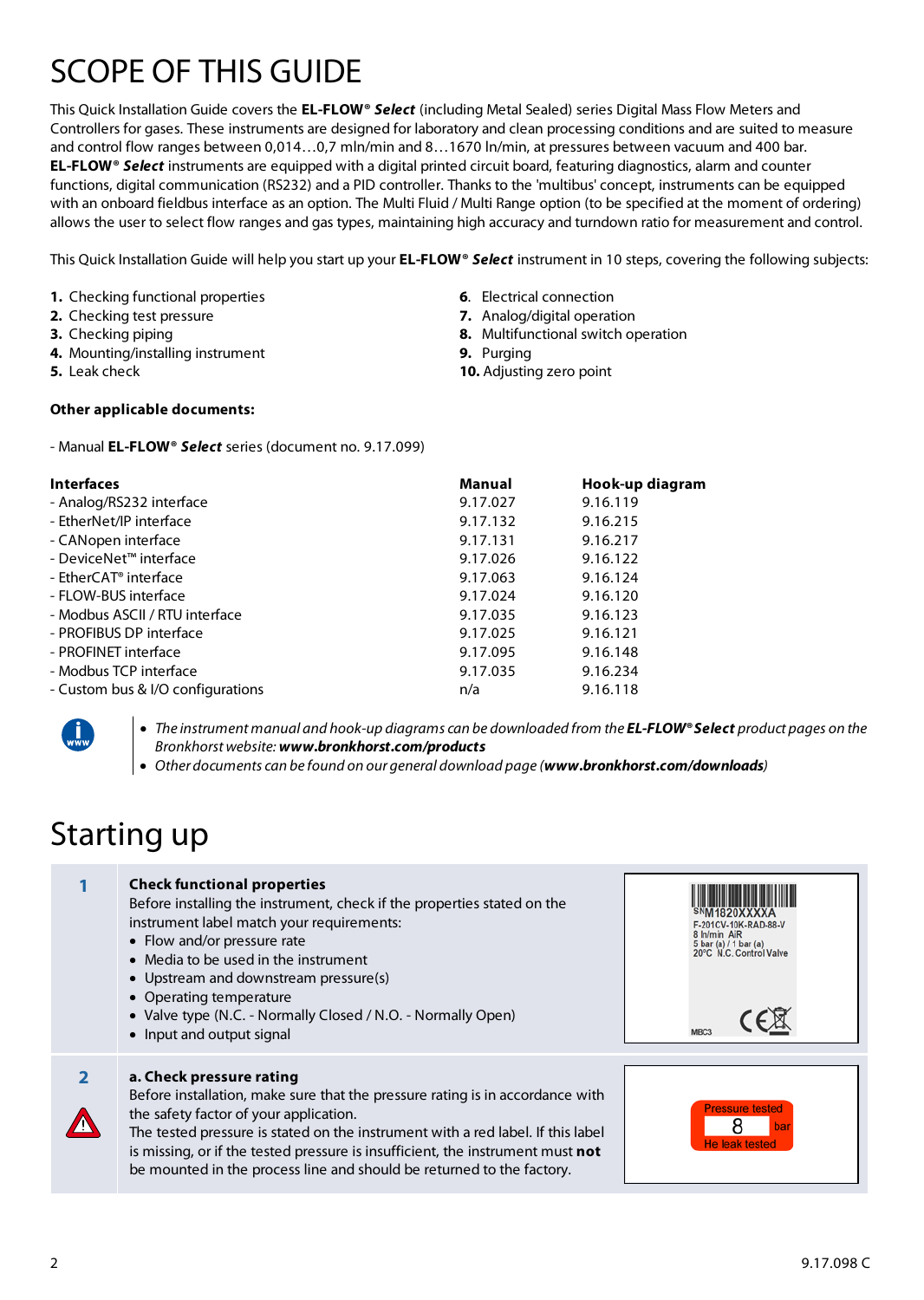# SCOPE OF THIS GUIDE

This Quick Installation Guide covers the **EL-FLOW® *Select*** (including Metal Sealed) series Digital Mass Flow Meters and Controllers for gases. These instruments are designed for laboratory and clean processing conditions and are suited to measure and control flow ranges between 0,014…0,7 mln/min and 8…1670 ln/min, at pressures between vacuum and 400 bar. **EL-FLOW® *Select*** instruments are equipped with a digital printed circuit board, featuring diagnostics, alarm and counter functions, digital communication (RS232) and a PID controller. Thanks to the 'multibus' concept, instruments can be equipped with an onboard fieldbus interface as an option. The Multi Fluid / Multi Range option (to be specified at the moment of ordering) allows the user to select flow ranges and gas types, maintaining high accuracy and turndown ratio for measurement and control.

This Quick Installation Guide will help you start up your **EL-FLOW® *Select*** instrument in 10 steps, covering the following subjects:

1. Checking functional properties
2. Checking test pressure
3. Checking piping
4. Mounting/installing instrument
5. Leak check
6. Electrical connection
7. Analog/digital operation
8. Multifunctional switch operation
9. Purging
10. Adjusting zero point

**Other applicable documents:**

- Manual **EL-FLOW® *Select*** series (document no. 9.17.099)

| Interfaces | Manual | Hook-up diagram |
|---|---|---|
| - Analog/RS232 interface | 9.17.027 | 9.16.119 |
| - EtherNet/IP interface | 9.17.132 | 9.16.215 |
| - CANopen interface | 9.17.131 | 9.16.217 |
| - DeviceNet™ interface | 9.17.026 | 9.16.122 |
| - EtherCAT® interface | 9.17.063 | 9.16.124 |
| - FLOW-BUS interface | 9.17.024 | 9.16.120 |
| - Modbus ASCII / RTU interface | 9.17.035 | 9.16.123 |
| - PROFIBUS DP interface | 9.17.025 | 9.16.121 |
| - PROFINET interface | 9.17.095 | 9.16.148 |
| - Modbus TCP interface | 9.17.035 | 9.16.234 |
| - Custom bus & I/O configurations | n/a | 9.16.118 |

- *The instrument manual and hook-up diagrams can be downloaded from the **EL-FLOW® Select** product pages on the Bronkhorst website: **www.bronkhorst.com/products***
- *Other documents can be found on our general download page (**www.bronkhorst.com/downloads**)*

# Starting up

## 1 Check functional properties

Before installing the instrument, check if the properties stated on the instrument label match your requirements:

- Flow and/or pressure rate
- Media to be used in the instrument
- Upstream and downstream pressure(s)
- Operating temperature
- Valve type (N.C. - Normally Closed / N.O. - Normally Open)
- Input and output signal

SN M1820XXXXA
F-201CV-10K-RAD-88-V
8 ln/min AIR
5 bar (a) / 1 bar (a)
20°C N.C. Control Valve
MBC3

## 2 a. Check pressure rating

Before installation, make sure that the pressure rating is in accordance with the safety factor of your application.
The tested pressure is stated on the instrument with a red label. If this label is missing, or if the tested pressure is insufficient, the instrument must **not** be mounted in the process line and should be returned to the factory.

Pressure tested 8 bar
He leak tested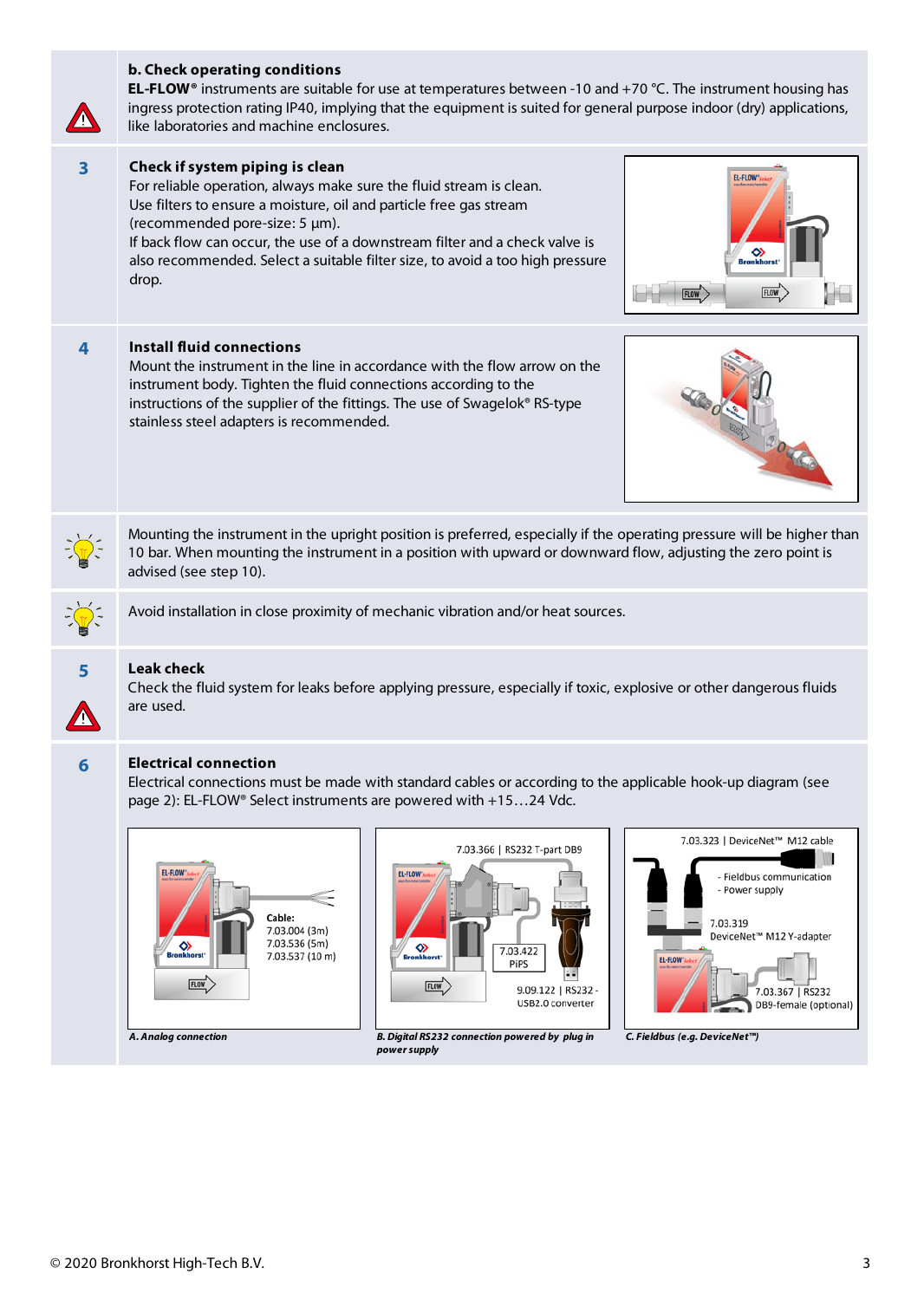**b. Check operating conditions**

**EL-FLOW®** instruments are suitable for use at temperatures between -10 and +70 °C. The instrument housing has ingress protection rating IP40, implying that the equipment is suited for general purpose indoor (dry) applications, like laboratories and machine enclosures.

### 3 Check if system piping is clean

For reliable operation, always make sure the fluid stream is clean.
Use filters to ensure a moisture, oil and particle free gas stream (recommended pore-size: 5 µm).
If back flow can occur, the use of a downstream filter and a check valve is also recommended. Select a suitable filter size, to avoid a too high pressure drop.

### 4 Install fluid connections

Mount the instrument in the line in accordance with the flow arrow on the instrument body. Tighten the fluid connections according to the instructions of the supplier of the fittings. The use of Swagelok® RS-type stainless steel adapters is recommended.

Mounting the instrument in the upright position is preferred, especially if the operating pressure will be higher than 10 bar. When mounting the instrument in a position with upward or downward flow, adjusting the zero point is advised (see step 10).

Avoid installation in close proximity of mechanic vibration and/or heat sources.

### 5 Leak check

Check the fluid system for leaks before applying pressure, especially if toxic, explosive or other dangerous fluids are used.

### 6 Electrical connection

Electrical connections must be made with standard cables or according to the applicable hook-up diagram (see page 2): EL-FLOW® Select instruments are powered with +15…24 Vdc.

Cable:
7.03.004 (3m)
7.03.536 (5m)
7.03.537 (10 m)

*A. Analog connection*

7.03.366 | RS232 T-part DB9
7.03.422 PiPS
9.09.122 | RS232 - USB2.0 converter

*B. Digital RS232 connection powered by plug in power supply*

7.03.323 | DeviceNet™ M12 cable
- Fieldbus communication
- Power supply

7.03.319 DeviceNet™ M12 Y-adapter
7.03.367 | RS232 DB9-female (optional)

*C. Fieldbus (e.g. DeviceNet™)*

© 2020 Bronkhorst High-Tech B.V.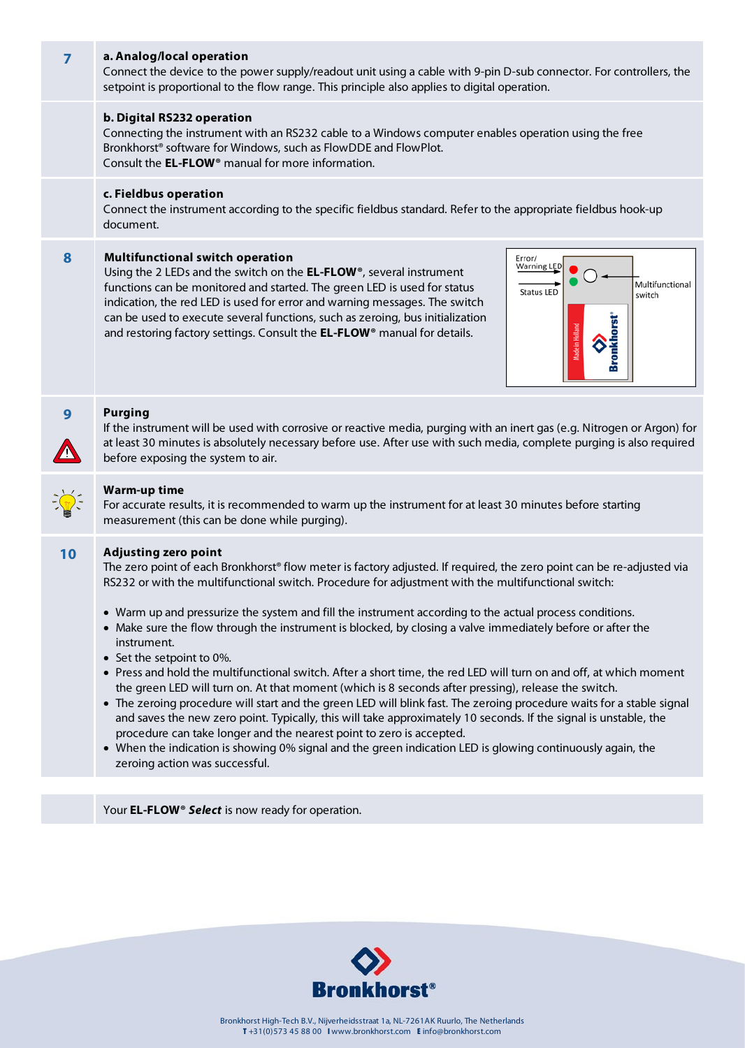**7**

**a. Analog/local operation**
Connect the device to the power supply/readout unit using a cable with 9-pin D-sub connector. For controllers, the setpoint is proportional to the flow range. This principle also applies to digital operation.

**b. Digital RS232 operation**
Connecting the instrument with an RS232 cable to a Windows computer enables operation using the free Bronkhorst® software for Windows, such as FlowDDE and FlowPlot.
Consult the **EL-FLOW®** manual for more information.

**c. Fieldbus operation**
Connect the instrument according to the specific fieldbus standard. Refer to the appropriate fieldbus hook-up document.

**8**

**Multifunctional switch operation**
Using the 2 LEDs and the switch on the **EL-FLOW®**, several instrument functions can be monitored and started. The green LED is used for status indication, the red LED is used for error and warning messages. The switch can be used to execute several functions, such as zeroing, bus initialization and restoring factory settings. Consult the **EL-FLOW®** manual for details.

Error/ Warning LED
Status LED
Multifunctional switch
Made in Holland
Bronkhorst®

**9**

**Purging**
If the instrument will be used with corrosive or reactive media, purging with an inert gas (e.g. Nitrogen or Argon) for at least 30 minutes is absolutely necessary before use. After use with such media, complete purging is also required before exposing the system to air.

**Warm-up time**
For accurate results, it is recommended to warm up the instrument for at least 30 minutes before starting measurement (this can be done while purging).

**10**

**Adjusting zero point**
The zero point of each Bronkhorst® flow meter is factory adjusted. If required, the zero point can be re-adjusted via RS232 or with the multifunctional switch. Procedure for adjustment with the multifunctional switch:

- Warm up and pressurize the system and fill the instrument according to the actual process conditions.
- Make sure the flow through the instrument is blocked, by closing a valve immediately before or after the instrument.
- Set the setpoint to 0%.
- Press and hold the multifunctional switch. After a short time, the red LED will turn on and off, at which moment the green LED will turn on. At that moment (which is 8 seconds after pressing), release the switch.
- The zeroing procedure will start and the green LED will blink fast. The zeroing procedure waits for a stable signal and saves the new zero point. Typically, this will take approximately 10 seconds. If the signal is unstable, the procedure can take longer and the nearest point to zero is accepted.
- When the indication is showing 0% signal and the green indication LED is glowing continuously again, the zeroing action was successful.

Your **EL-FLOW®** ***Select*** is now ready for operation.

Bronkhorst®

Bronkhorst High-Tech B.V., Nijverheidsstraat 1a, NL-7261AK Ruurlo, The Netherlands
T +31(0)573 45 88 00 I www.bronkhorst.com E info@bronkhorst.com